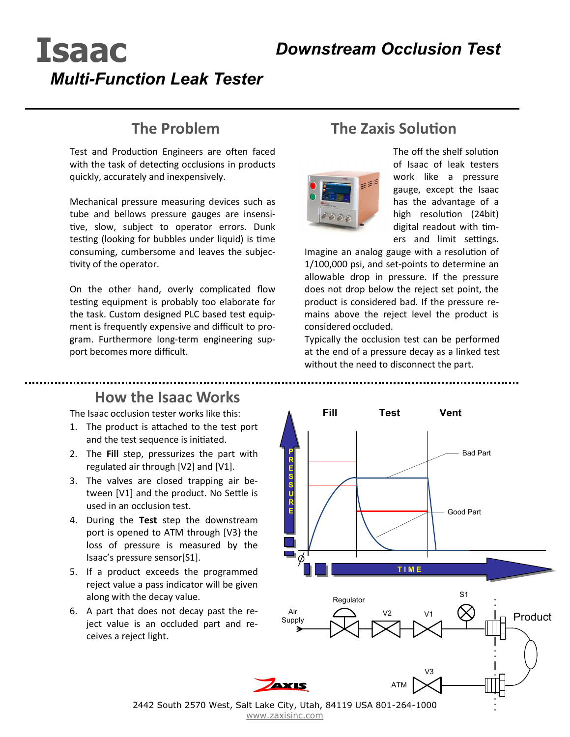# Isaac

## *Multi-Function Leak Tester*

## *Downstream Occlusion Test*

## The Problem

Test and Production Engineers are often faced with the task of detecting occlusions in products quickly, accurately and inexpensively.

Mechanical pressure measuring devices such as tube and bellows pressure gauges are insensitive, slow, subject to operator errors. Dunk testing (looking for bubbles under liquid) is time consuming, cumbersome and leaves the subjectivity of the operator.

On the other hand, overly complicated flow testing equipment is probably too elaborate for the task. Custom designed PLC based test equipment is frequently expensive and difficult to program. Furthermore long-term engineering support becomes more difficult.

## The Zaxis Solution

The off the shelf solution of Isaac of leak testers work like a pressure gauge, except the Isaac has the advantage of a high resolution (24bit) digital readout with timers and limit settings. Imagine an analog gauge with a resolution of 1/100,000 psi, and set-points to determine an allowable drop in pressure. If the pressure does not drop below the reject set point, the product is considered bad. If the pressure remains above the reject level the product is considered occluded.

Typically the occlusion test can be performed at the end of a pressure decay as a linked test without the need to disconnect the part.

## How the Isaac Works

The Isaac occlusion tester works like this:

1. The product is attached to the test port and the test sequence is initiated.
2. The **Fill** step, pressurizes the part with regulated air through [V2] and [V1].
3. The valves are closed trapping air between [V1] and the product. No Settle is used in an occlusion test.
4. During the **Test** step the downstream port is opened to ATM through [V3} the loss of pressure is measured by the Isaac's pressure sensor[S1].
5. If a product exceeds the programmed reject value a pass indicator will be given along with the decay value.
6. A part that does not decay past the reject value is an occluded part and receives a reject light.

Fill | Test | Vent

PRESSURE — Bad Part — Good Part — Ø — TIME

Air Supply — Regulator — V2 — V1 — S1 — Product

ATM — V3

2442 South 2570 West, Salt Lake City, Utah, 84119 USA 801-264-1000
www.zaxisinc.com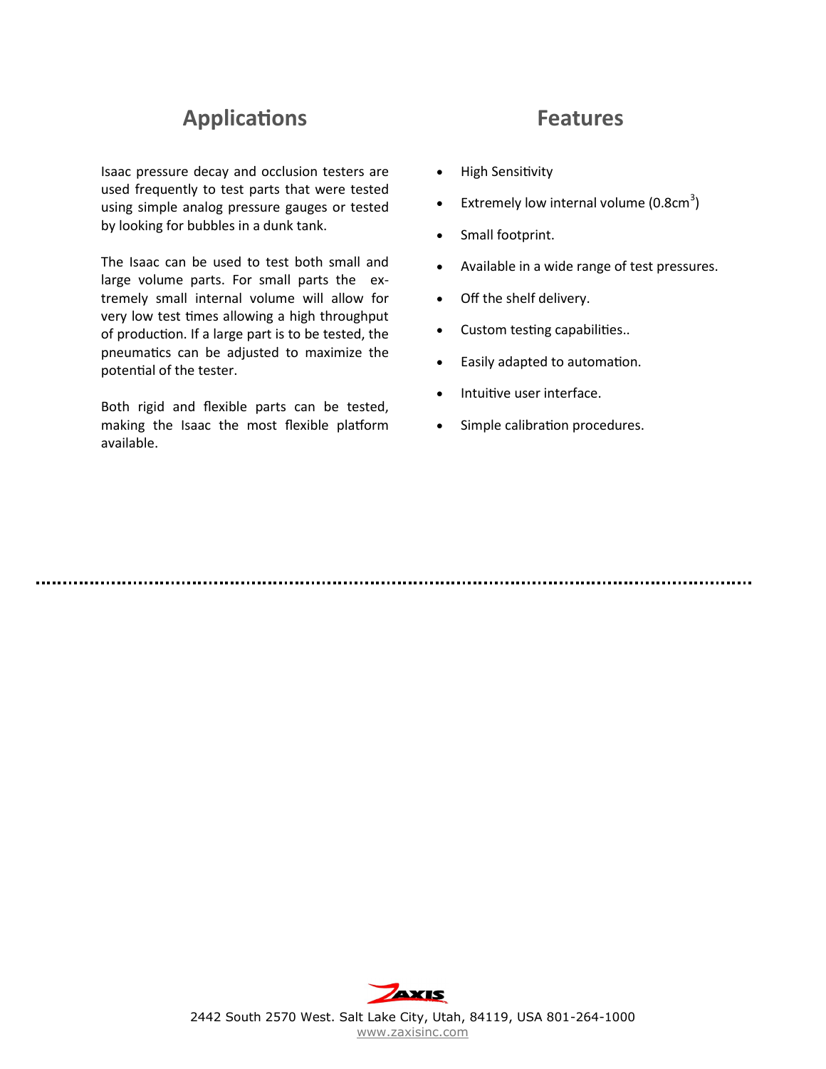## Applications

Isaac pressure decay and occlusion testers are used frequently to test parts that were tested using simple analog pressure gauges or tested by looking for bubbles in a dunk tank.

The Isaac can be used to test both small and large volume parts. For small parts the extremely small internal volume will allow for very low test times allowing a high throughput of production. If a large part is to be tested, the pneumatics can be adjusted to maximize the potential of the tester.

Both rigid and flexible parts can be tested, making the Isaac the most flexible platform available.

## Features

- High Sensitivity
- Extremely low internal volume (0.8cm$^3$)
- Small footprint.
- Available in a wide range of test pressures.
- Off the shelf delivery.
- Custom testing capabilities..
- Easily adapted to automation.
- Intuitive user interface.
- Simple calibration procedures.

ZAXIS

2442 South 2570 West. Salt Lake City, Utah, 84119, USA 801-264-1000

www.zaxisinc.com